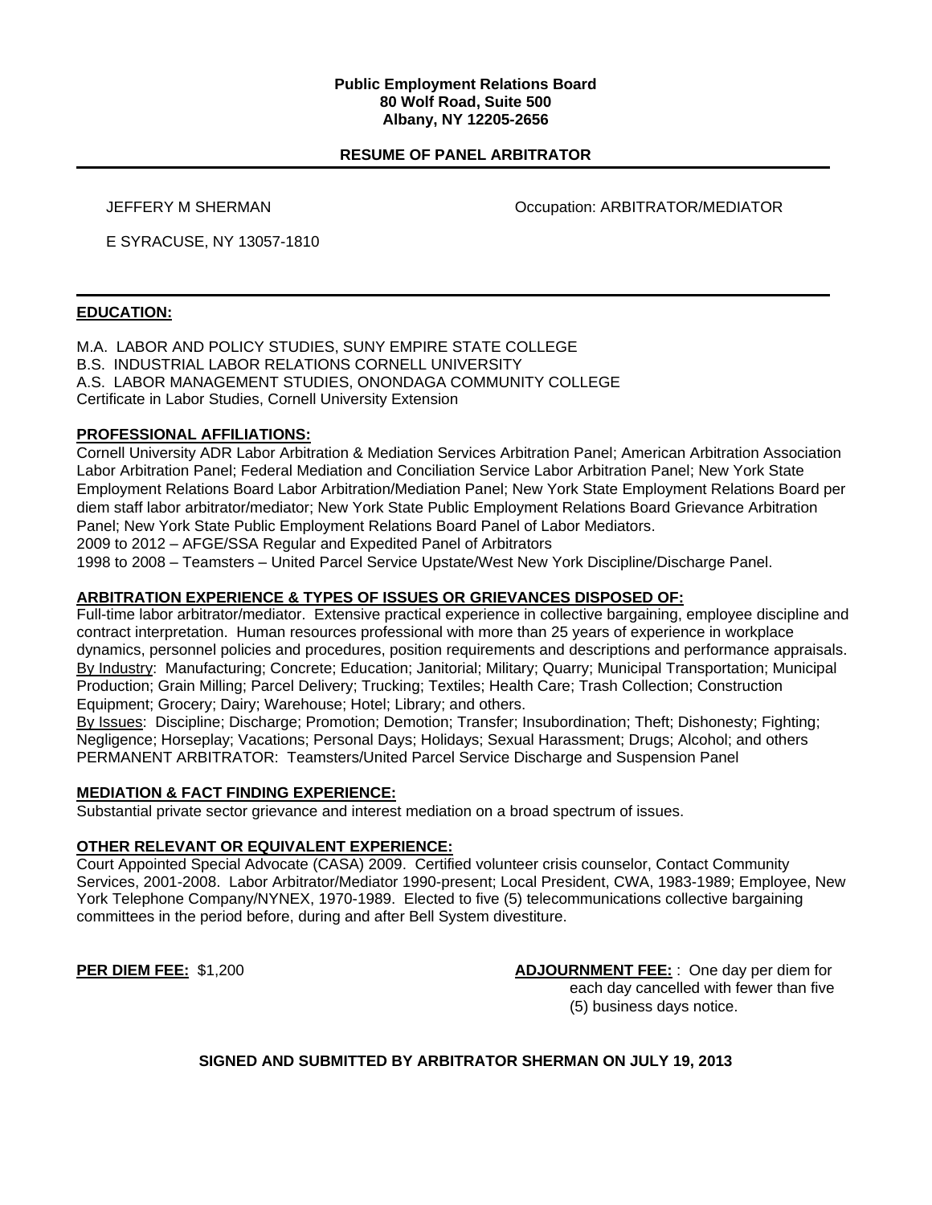**Public Employment Relations Board**
**80 Wolf Road, Suite 500**
**Albany, NY 12205-2656**

**RESUME OF PANEL ARBITRATOR**

JEFFERY M SHERMAN — Occupation: ARBITRATOR/MEDIATOR

E SYRACUSE, NY 13057-1810

## EDUCATION:

M.A. LABOR AND POLICY STUDIES, SUNY EMPIRE STATE COLLEGE
B.S. INDUSTRIAL LABOR RELATIONS CORNELL UNIVERSITY
A.S. LABOR MANAGEMENT STUDIES, ONONDAGA COMMUNITY COLLEGE
Certificate in Labor Studies, Cornell University Extension

## PROFESSIONAL AFFILIATIONS:

Cornell University ADR Labor Arbitration & Mediation Services Arbitration Panel; American Arbitration Association Labor Arbitration Panel; Federal Mediation and Conciliation Service Labor Arbitration Panel; New York State Employment Relations Board Labor Arbitration/Mediation Panel; New York State Employment Relations Board per diem staff labor arbitrator/mediator; New York State Public Employment Relations Board Grievance Arbitration Panel; New York State Public Employment Relations Board Panel of Labor Mediators.
2009 to 2012 – AFGE/SSA Regular and Expedited Panel of Arbitrators
1998 to 2008 – Teamsters – United Parcel Service Upstate/West New York Discipline/Discharge Panel.

## ARBITRATION EXPERIENCE & TYPES OF ISSUES OR GRIEVANCES DISPOSED OF:

Full-time labor arbitrator/mediator. Extensive practical experience in collective bargaining, employee discipline and contract interpretation. Human resources professional with more than 25 years of experience in workplace dynamics, personnel policies and procedures, position requirements and descriptions and performance appraisals.
By Industry: Manufacturing; Concrete; Education; Janitorial; Military; Quarry; Municipal Transportation; Municipal Production; Grain Milling; Parcel Delivery; Trucking; Textiles; Health Care; Trash Collection; Construction Equipment; Grocery; Dairy; Warehouse; Hotel; Library; and others.
By Issues: Discipline; Discharge; Promotion; Demotion; Transfer; Insubordination; Theft; Dishonesty; Fighting; Negligence; Horseplay; Vacations; Personal Days; Holidays; Sexual Harassment; Drugs; Alcohol; and others
PERMANENT ARBITRATOR: Teamsters/United Parcel Service Discharge and Suspension Panel

## MEDIATION & FACT FINDING EXPERIENCE:

Substantial private sector grievance and interest mediation on a broad spectrum of issues.

## OTHER RELEVANT OR EQUIVALENT EXPERIENCE:

Court Appointed Special Advocate (CASA) 2009. Certified volunteer crisis counselor, Contact Community Services, 2001-2008. Labor Arbitrator/Mediator 1990-present; Local President, CWA, 1983-1989; Employee, New York Telephone Company/NYNEX, 1970-1989. Elected to five (5) telecommunications collective bargaining committees in the period before, during and after Bell System divestiture.

**PER DIEM FEE:** $1,200

**ADJOURNMENT FEE:** : One day per diem for each day cancelled with fewer than five (5) business days notice.

**SIGNED AND SUBMITTED BY ARBITRATOR SHERMAN ON JULY 19, 2013**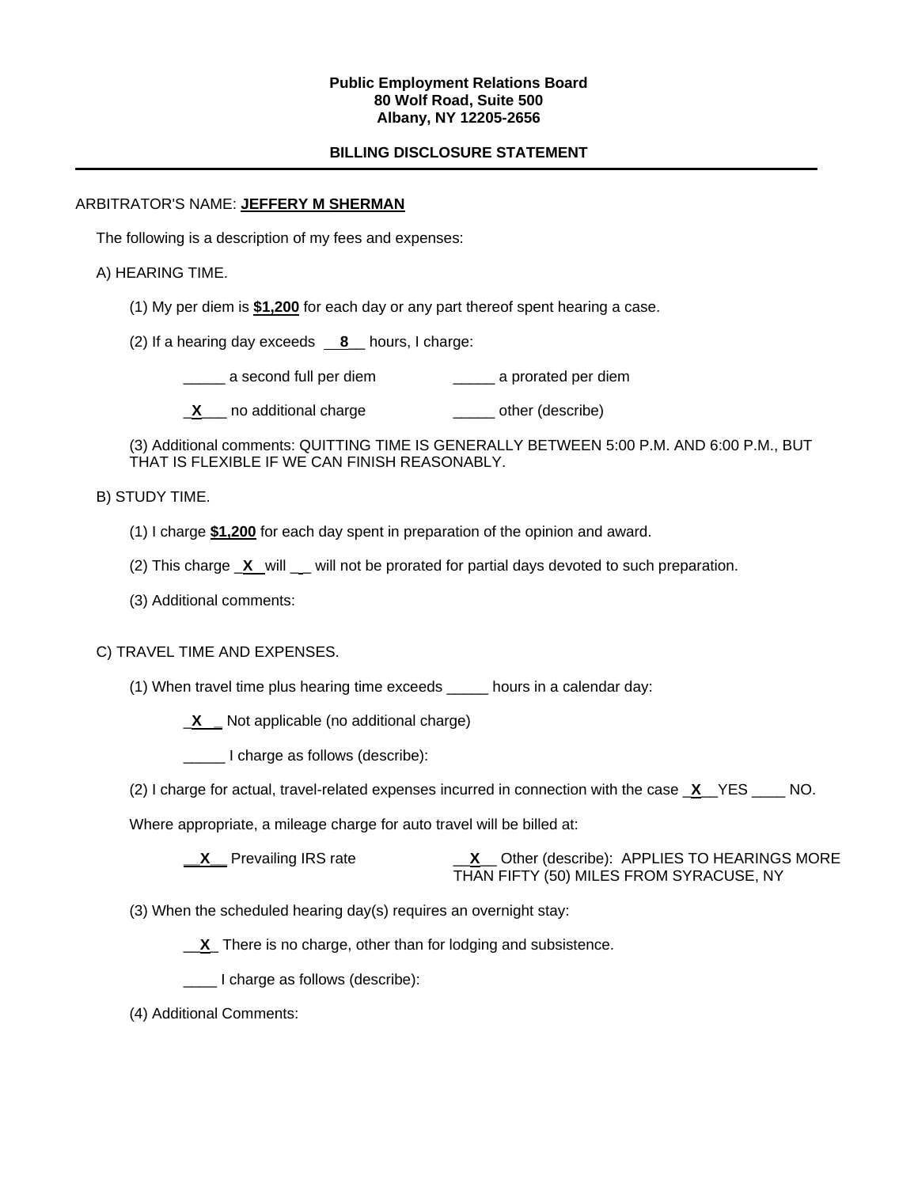**Public Employment Relations Board**
**80 Wolf Road, Suite 500**
**Albany, NY 12205-2656**

**BILLING DISCLOSURE STATEMENT**

---

ARBITRATOR'S NAME: **JEFFERY M SHERMAN**

The following is a description of my fees and expenses:

A) HEARING TIME.

(1) My per diem is **$1,200** for each day or any part thereof spent hearing a case.

(2) If a hearing day exceeds __**8**__ hours, I charge:

_____ a second full per diem _____ a prorated per diem

_**X**___ no additional charge _____ other (describe)

(3) Additional comments: QUITTING TIME IS GENERALLY BETWEEN 5:00 P.M. AND 6:00 P.M., BUT THAT IS FLEXIBLE IF WE CAN FINISH REASONABLY.

B) STUDY TIME.

(1) I charge **$1,200** for each day spent in preparation of the opinion and award.

(2) This charge _**X**_ will ___ will not be prorated for partial days devoted to such preparation.

(3) Additional comments:

C) TRAVEL TIME AND EXPENSES.

(1) When travel time plus hearing time exceeds _____ hours in a calendar day:

_**X**__ Not applicable (no additional charge)

_____ I charge as follows (describe):

(2) I charge for actual, travel-related expenses incurred in connection with the case _**X**__ YES ____ NO.

Where appropriate, a mileage charge for auto travel will be billed at:

__**X**__ Prevailing IRS rate __**X**__ Other (describe): APPLIES TO HEARINGS MORE THAN FIFTY (50) MILES FROM SYRACUSE, NY

(3) When the scheduled hearing day(s) requires an overnight stay:

__**X**_ There is no charge, other than for lodging and subsistence.

____ I charge as follows (describe):

(4) Additional Comments: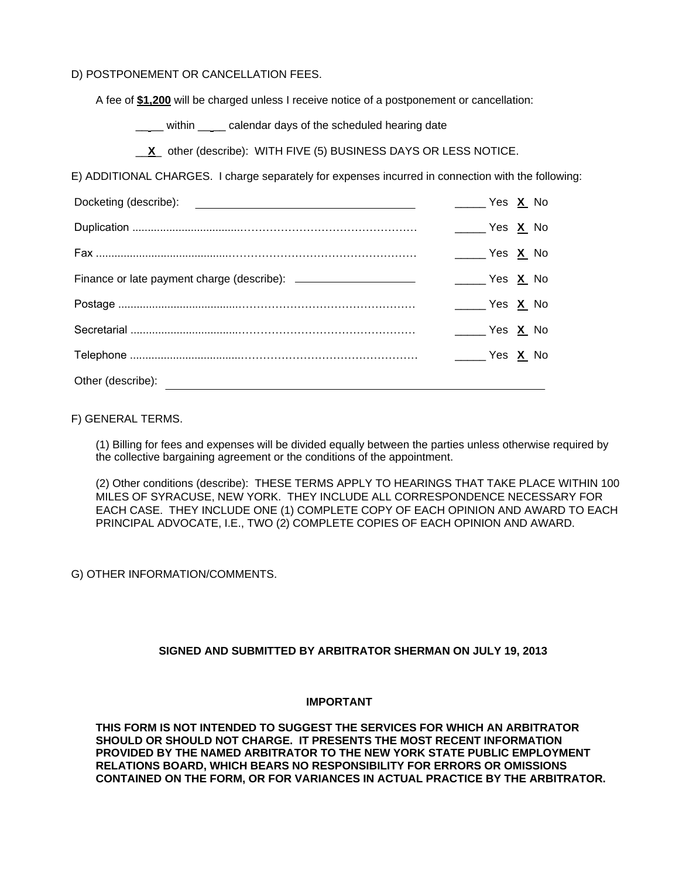D) POSTPONEMENT OR CANCELLATION FEES.

A fee of **$1,200** will be charged unless I receive notice of a postponement or cancellation:

_____ within _____ calendar days of the scheduled hearing date

__X__ other (describe): WITH FIVE (5) BUSINESS DAYS OR LESS NOTICE.

E) ADDITIONAL CHARGES. I charge separately for expenses incurred in connection with the following:

| | |
|---|---|
| Docketing (describe): ____________________ | _____ Yes **X** No |
| Duplication | _____ Yes **X** No |
| Fax | _____ Yes **X** No |
| Finance or late payment charge (describe): ____________________ | _____ Yes **X** No |
| Postage | _____ Yes **X** No |
| Secretarial | _____ Yes **X** No |
| Telephone | _____ Yes **X** No |
| Other (describe): ____________________ | |

F) GENERAL TERMS.

(1) Billing for fees and expenses will be divided equally between the parties unless otherwise required by the collective bargaining agreement or the conditions of the appointment.

(2) Other conditions (describe): THESE TERMS APPLY TO HEARINGS THAT TAKE PLACE WITHIN 100 MILES OF SYRACUSE, NEW YORK. THEY INCLUDE ALL CORRESPONDENCE NECESSARY FOR EACH CASE. THEY INCLUDE ONE (1) COMPLETE COPY OF EACH OPINION AND AWARD TO EACH PRINCIPAL ADVOCATE, I.E., TWO (2) COMPLETE COPIES OF EACH OPINION AND AWARD.

G) OTHER INFORMATION/COMMENTS.

**SIGNED AND SUBMITTED BY ARBITRATOR SHERMAN ON JULY 19, 2013**

**IMPORTANT**

**THIS FORM IS NOT INTENDED TO SUGGEST THE SERVICES FOR WHICH AN ARBITRATOR SHOULD OR SHOULD NOT CHARGE. IT PRESENTS THE MOST RECENT INFORMATION PROVIDED BY THE NAMED ARBITRATOR TO THE NEW YORK STATE PUBLIC EMPLOYMENT RELATIONS BOARD, WHICH BEARS NO RESPONSIBILITY FOR ERRORS OR OMISSIONS CONTAINED ON THE FORM, OR FOR VARIANCES IN ACTUAL PRACTICE BY THE ARBITRATOR.**